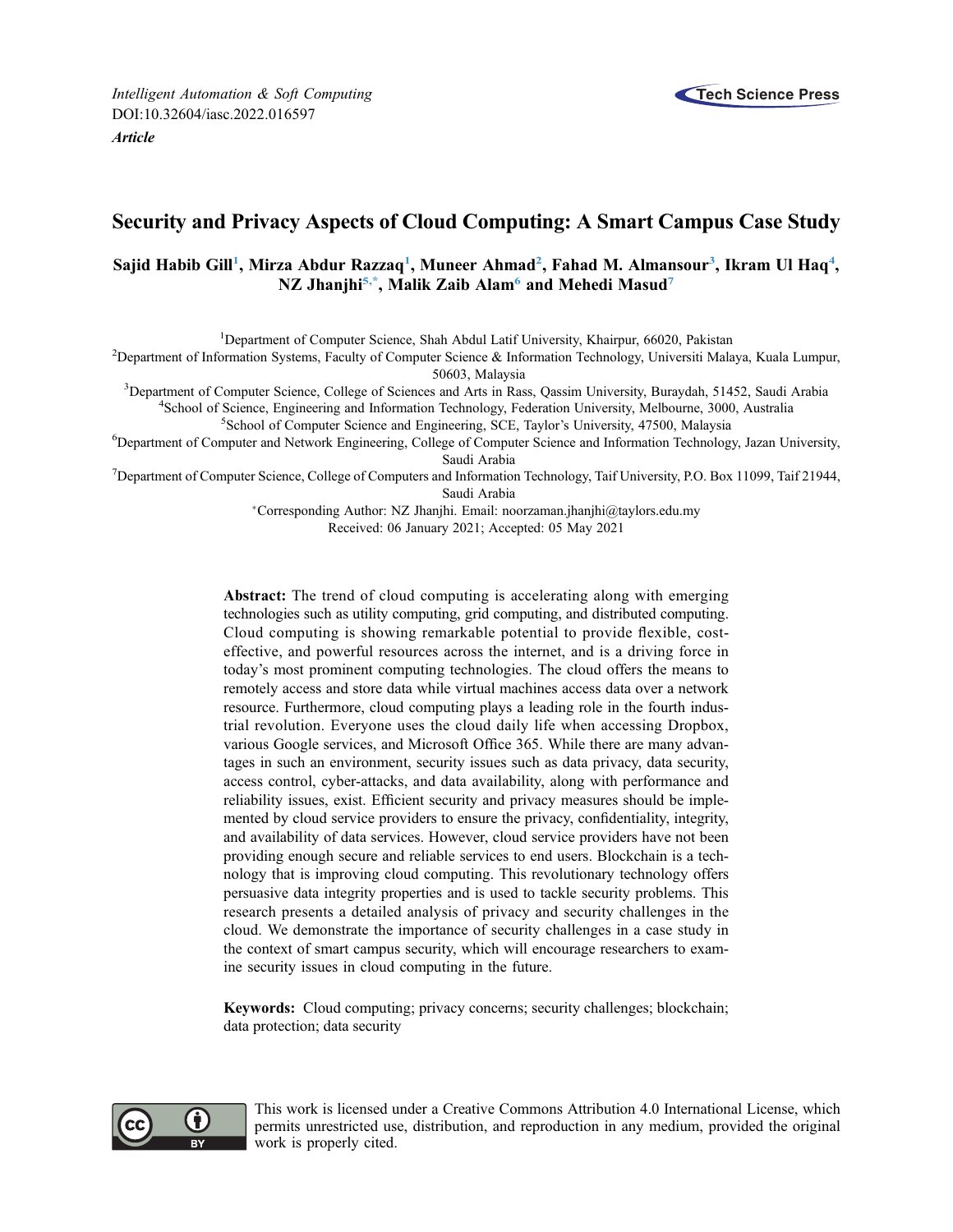*Intelligent Automation & Soft Computing*
DOI:10.32604/iasc.2022.016597
***Article***

# Security and Privacy Aspects of Cloud Computing: A Smart Campus Case Study

**Sajid Habib Gill[1], Mirza Abdur Razzaq[1], Muneer Ahmad[2], Fahad M. Almansour[3], Ikram Ul Haq[4], NZ Jhanjhi[5,*], Malik Zaib Alam[6] and Mehedi Masud[7]**

[1]Department of Computer Science, Shah Abdul Latif University, Khairpur, 66020, Pakistan
[2]Department of Information Systems, Faculty of Computer Science & Information Technology, Universiti Malaya, Kuala Lumpur, 50603, Malaysia
[3]Department of Computer Science, College of Sciences and Arts in Rass, Qassim University, Buraydah, 51452, Saudi Arabia
[4]School of Science, Engineering and Information Technology, Federation University, Melbourne, 3000, Australia
[5]School of Computer Science and Engineering, SCE, Taylor's University, 47500, Malaysia
[6]Department of Computer and Network Engineering, College of Computer Science and Information Technology, Jazan University, Saudi Arabia
[7]Department of Computer Science, College of Computers and Information Technology, Taif University, P.O. Box 11099, Taif 21944, Saudi Arabia
*Corresponding Author: NZ Jhanjhi. Email: noorzaman.jhanjhi@taylors.edu.my
Received: 06 January 2021; Accepted: 05 May 2021

**Abstract:** The trend of cloud computing is accelerating along with emerging technologies such as utility computing, grid computing, and distributed computing. Cloud computing is showing remarkable potential to provide flexible, cost-effective, and powerful resources across the internet, and is a driving force in today's most prominent computing technologies. The cloud offers the means to remotely access and store data while virtual machines access data over a network resource. Furthermore, cloud computing plays a leading role in the fourth industrial revolution. Everyone uses the cloud daily life when accessing Dropbox, various Google services, and Microsoft Office 365. While there are many advantages in such an environment, security issues such as data privacy, data security, access control, cyber-attacks, and data availability, along with performance and reliability issues, exist. Efficient security and privacy measures should be implemented by cloud service providers to ensure the privacy, confidentiality, integrity, and availability of data services. However, cloud service providers have not been providing enough secure and reliable services to end users. Blockchain is a technology that is improving cloud computing. This revolutionary technology offers persuasive data integrity properties and is used to tackle security problems. This research presents a detailed analysis of privacy and security challenges in the cloud. We demonstrate the importance of security challenges in a case study in the context of smart campus security, which will encourage researchers to examine security issues in cloud computing in the future.

**Keywords:** Cloud computing; privacy concerns; security challenges; blockchain; data protection; data security

This work is licensed under a Creative Commons Attribution 4.0 International License, which permits unrestricted use, distribution, and reproduction in any medium, provided the original work is properly cited.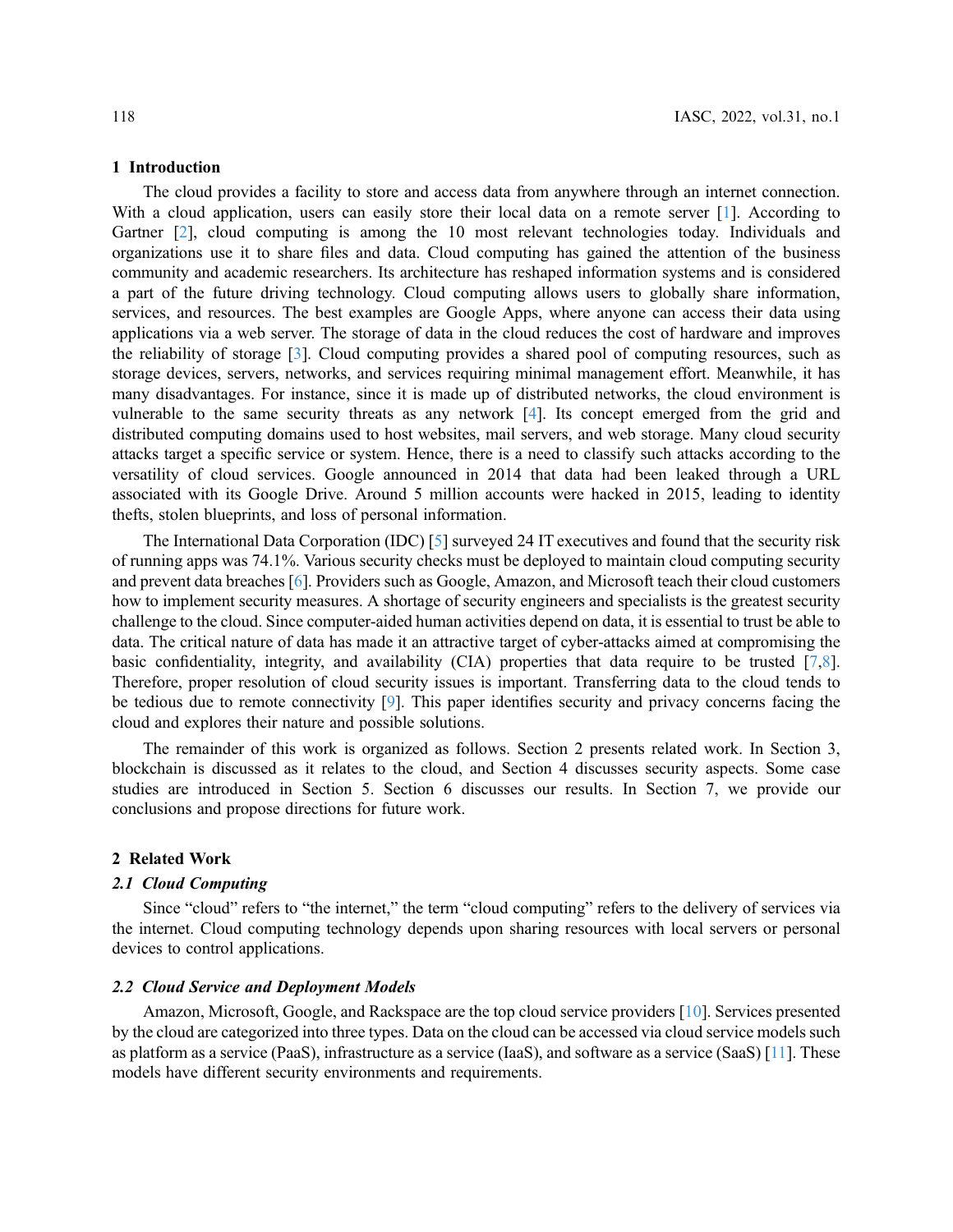## 1 Introduction

The cloud provides a facility to store and access data from anywhere through an internet connection. With a cloud application, users can easily store their local data on a remote server [1]. According to Gartner [2], cloud computing is among the 10 most relevant technologies today. Individuals and organizations use it to share files and data. Cloud computing has gained the attention of the business community and academic researchers. Its architecture has reshaped information systems and is considered a part of the future driving technology. Cloud computing allows users to globally share information, services, and resources. The best examples are Google Apps, where anyone can access their data using applications via a web server. The storage of data in the cloud reduces the cost of hardware and improves the reliability of storage [3]. Cloud computing provides a shared pool of computing resources, such as storage devices, servers, networks, and services requiring minimal management effort. Meanwhile, it has many disadvantages. For instance, since it is made up of distributed networks, the cloud environment is vulnerable to the same security threats as any network [4]. Its concept emerged from the grid and distributed computing domains used to host websites, mail servers, and web storage. Many cloud security attacks target a specific service or system. Hence, there is a need to classify such attacks according to the versatility of cloud services. Google announced in 2014 that data had been leaked through a URL associated with its Google Drive. Around 5 million accounts were hacked in 2015, leading to identity thefts, stolen blueprints, and loss of personal information.

The International Data Corporation (IDC) [5] surveyed 24 IT executives and found that the security risk of running apps was 74.1%. Various security checks must be deployed to maintain cloud computing security and prevent data breaches [6]. Providers such as Google, Amazon, and Microsoft teach their cloud customers how to implement security measures. A shortage of security engineers and specialists is the greatest security challenge to the cloud. Since computer-aided human activities depend on data, it is essential to trust be able to data. The critical nature of data has made it an attractive target of cyber-attacks aimed at compromising the basic confidentiality, integrity, and availability (CIA) properties that data require to be trusted [7,8]. Therefore, proper resolution of cloud security issues is important. Transferring data to the cloud tends to be tedious due to remote connectivity [9]. This paper identifies security and privacy concerns facing the cloud and explores their nature and possible solutions.

The remainder of this work is organized as follows. Section 2 presents related work. In Section 3, blockchain is discussed as it relates to the cloud, and Section 4 discusses security aspects. Some case studies are introduced in Section 5. Section 6 discusses our results. In Section 7, we provide our conclusions and propose directions for future work.

## 2 Related Work

### *2.1 Cloud Computing*

Since "cloud" refers to "the internet," the term "cloud computing" refers to the delivery of services via the internet. Cloud computing technology depends upon sharing resources with local servers or personal devices to control applications.

### *2.2 Cloud Service and Deployment Models*

Amazon, Microsoft, Google, and Rackspace are the top cloud service providers [10]. Services presented by the cloud are categorized into three types. Data on the cloud can be accessed via cloud service models such as platform as a service (PaaS), infrastructure as a service (IaaS), and software as a service (SaaS) [11]. These models have different security environments and requirements.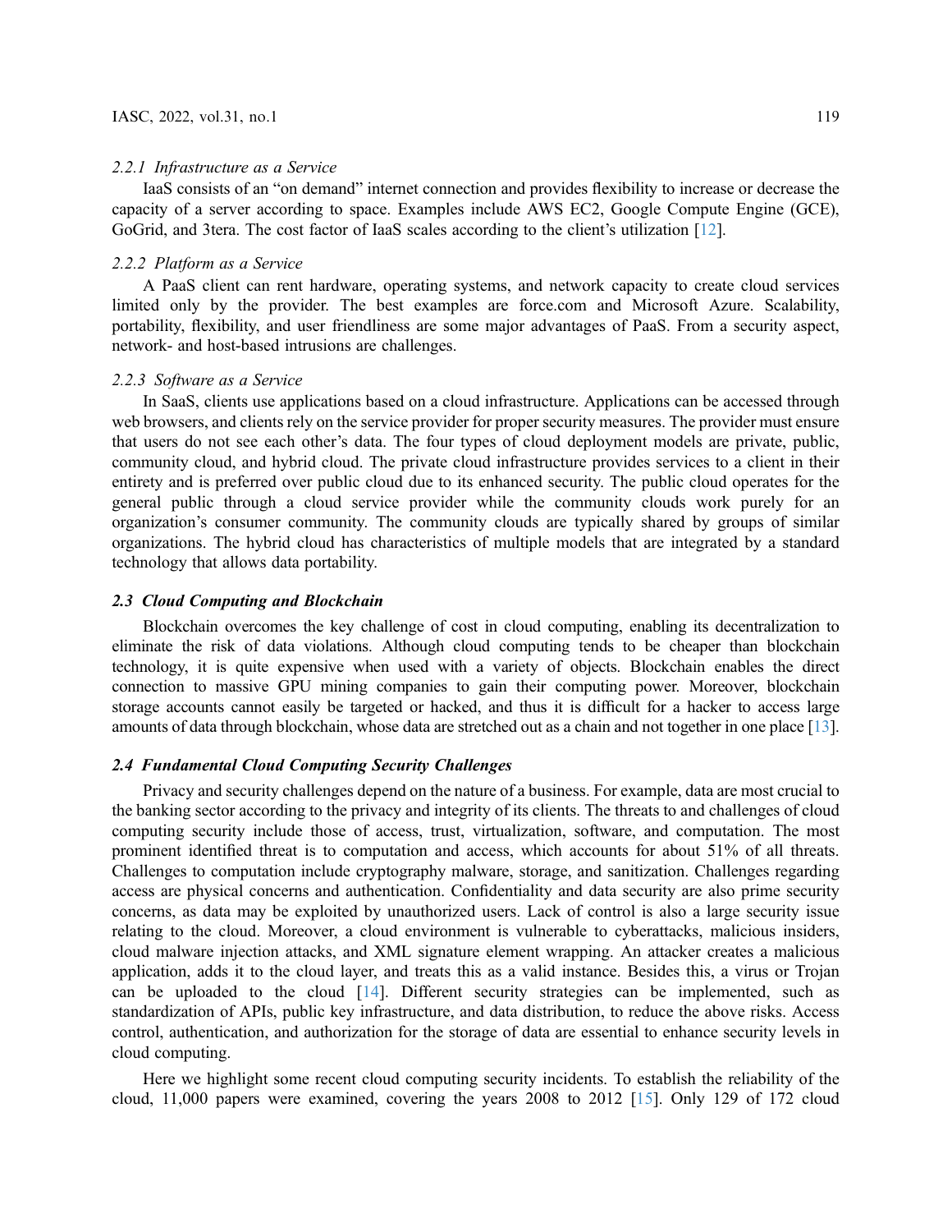#### *2.2.1 Infrastructure as a Service*

IaaS consists of an "on demand" internet connection and provides flexibility to increase or decrease the capacity of a server according to space. Examples include AWS EC2, Google Compute Engine (GCE), GoGrid, and 3tera. The cost factor of IaaS scales according to the client's utilization [12].

#### *2.2.2 Platform as a Service*

A PaaS client can rent hardware, operating systems, and network capacity to create cloud services limited only by the provider. The best examples are force.com and Microsoft Azure. Scalability, portability, flexibility, and user friendliness are some major advantages of PaaS. From a security aspect, network- and host-based intrusions are challenges.

#### *2.2.3 Software as a Service*

In SaaS, clients use applications based on a cloud infrastructure. Applications can be accessed through web browsers, and clients rely on the service provider for proper security measures. The provider must ensure that users do not see each other's data. The four types of cloud deployment models are private, public, community cloud, and hybrid cloud. The private cloud infrastructure provides services to a client in their entirety and is preferred over public cloud due to its enhanced security. The public cloud operates for the general public through a cloud service provider while the community clouds work purely for an organization's consumer community. The community clouds are typically shared by groups of similar organizations. The hybrid cloud has characteristics of multiple models that are integrated by a standard technology that allows data portability.

### ***2.3 Cloud Computing and Blockchain***

Blockchain overcomes the key challenge of cost in cloud computing, enabling its decentralization to eliminate the risk of data violations. Although cloud computing tends to be cheaper than blockchain technology, it is quite expensive when used with a variety of objects. Blockchain enables the direct connection to massive GPU mining companies to gain their computing power. Moreover, blockchain storage accounts cannot easily be targeted or hacked, and thus it is difficult for a hacker to access large amounts of data through blockchain, whose data are stretched out as a chain and not together in one place [13].

### ***2.4 Fundamental Cloud Computing Security Challenges***

Privacy and security challenges depend on the nature of a business. For example, data are most crucial to the banking sector according to the privacy and integrity of its clients. The threats to and challenges of cloud computing security include those of access, trust, virtualization, software, and computation. The most prominent identified threat is to computation and access, which accounts for about 51% of all threats. Challenges to computation include cryptography malware, storage, and sanitization. Challenges regarding access are physical concerns and authentication. Confidentiality and data security are also prime security concerns, as data may be exploited by unauthorized users. Lack of control is also a large security issue relating to the cloud. Moreover, a cloud environment is vulnerable to cyberattacks, malicious insiders, cloud malware injection attacks, and XML signature element wrapping. An attacker creates a malicious application, adds it to the cloud layer, and treats this as a valid instance. Besides this, a virus or Trojan can be uploaded to the cloud [14]. Different security strategies can be implemented, such as standardization of APIs, public key infrastructure, and data distribution, to reduce the above risks. Access control, authentication, and authorization for the storage of data are essential to enhance security levels in cloud computing.

Here we highlight some recent cloud computing security incidents. To establish the reliability of the cloud, 11,000 papers were examined, covering the years 2008 to 2012 [15]. Only 129 of 172 cloud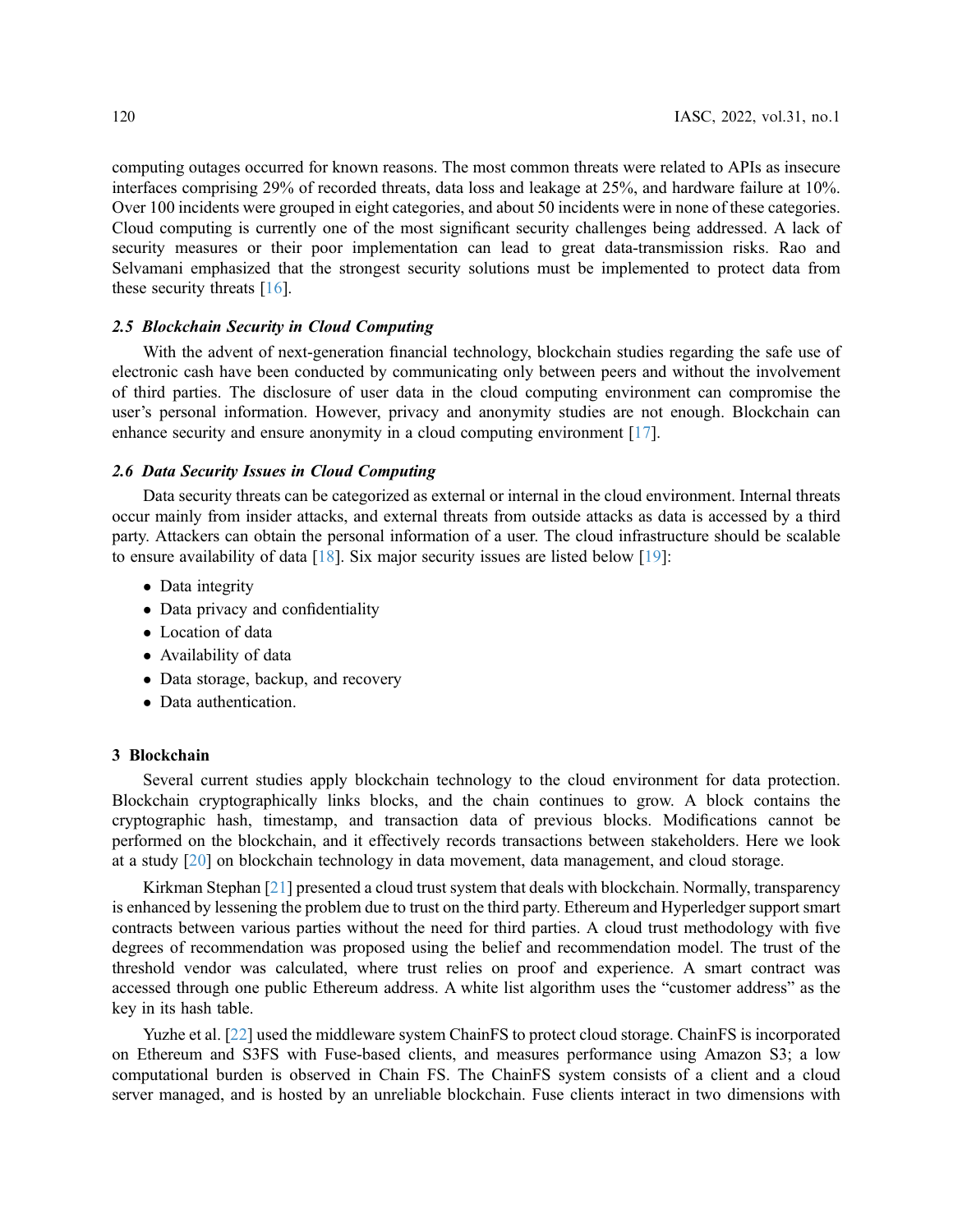computing outages occurred for known reasons. The most common threats were related to APIs as insecure interfaces comprising 29% of recorded threats, data loss and leakage at 25%, and hardware failure at 10%. Over 100 incidents were grouped in eight categories, and about 50 incidents were in none of these categories. Cloud computing is currently one of the most significant security challenges being addressed. A lack of security measures or their poor implementation can lead to great data-transmission risks. Rao and Selvamani emphasized that the strongest security solutions must be implemented to protect data from these security threats [16].

### *2.5 Blockchain Security in Cloud Computing*

With the advent of next-generation financial technology, blockchain studies regarding the safe use of electronic cash have been conducted by communicating only between peers and without the involvement of third parties. The disclosure of user data in the cloud computing environment can compromise the user's personal information. However, privacy and anonymity studies are not enough. Blockchain can enhance security and ensure anonymity in a cloud computing environment [17].

### *2.6 Data Security Issues in Cloud Computing*

Data security threats can be categorized as external or internal in the cloud environment. Internal threats occur mainly from insider attacks, and external threats from outside attacks as data is accessed by a third party. Attackers can obtain the personal information of a user. The cloud infrastructure should be scalable to ensure availability of data [18]. Six major security issues are listed below [19]:

- Data integrity
- Data privacy and confidentiality
- Location of data
- Availability of data
- Data storage, backup, and recovery
- Data authentication.

## 3 Blockchain

Several current studies apply blockchain technology to the cloud environment for data protection. Blockchain cryptographically links blocks, and the chain continues to grow. A block contains the cryptographic hash, timestamp, and transaction data of previous blocks. Modifications cannot be performed on the blockchain, and it effectively records transactions between stakeholders. Here we look at a study [20] on blockchain technology in data movement, data management, and cloud storage.

Kirkman Stephan [21] presented a cloud trust system that deals with blockchain. Normally, transparency is enhanced by lessening the problem due to trust on the third party. Ethereum and Hyperledger support smart contracts between various parties without the need for third parties. A cloud trust methodology with five degrees of recommendation was proposed using the belief and recommendation model. The trust of the threshold vendor was calculated, where trust relies on proof and experience. A smart contract was accessed through one public Ethereum address. A white list algorithm uses the "customer address" as the key in its hash table.

Yuzhe et al. [22] used the middleware system ChainFS to protect cloud storage. ChainFS is incorporated on Ethereum and S3FS with Fuse-based clients, and measures performance using Amazon S3; a low computational burden is observed in Chain FS. The ChainFS system consists of a client and a cloud server managed, and is hosted by an unreliable blockchain. Fuse clients interact in two dimensions with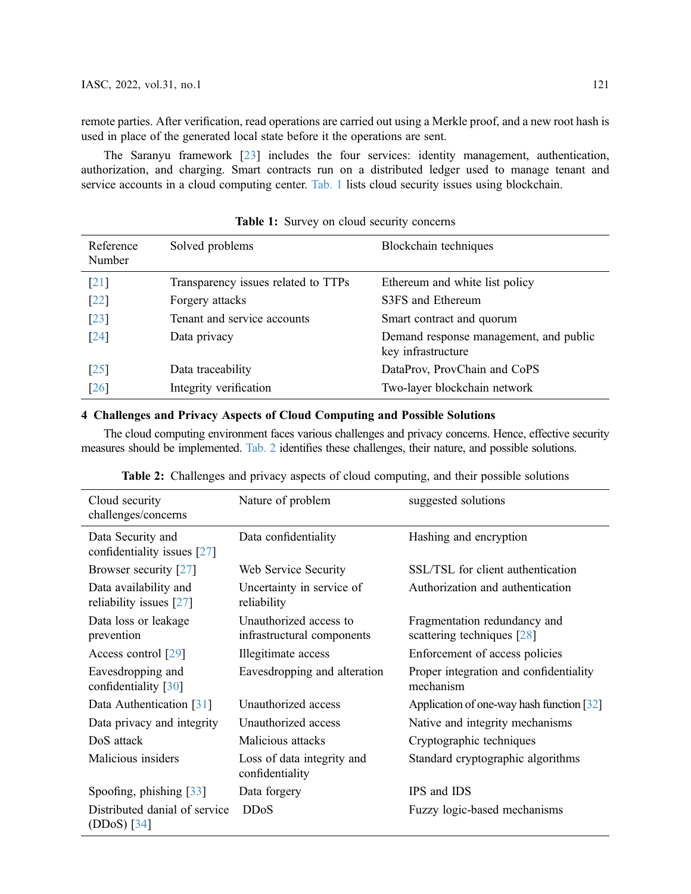remote parties. After verification, read operations are carried out using a Merkle proof, and a new root hash is used in place of the generated local state before it the operations are sent.

The Saranyu framework [23] includes the four services: identity management, authentication, authorization, and charging. Smart contracts run on a distributed ledger used to manage tenant and service accounts in a cloud computing center. Tab. 1 lists cloud security issues using blockchain.

**Table 1:** Survey on cloud security concerns

| Reference Number | Solved problems | Blockchain techniques |
|---|---|---|
| [21] | Transparency issues related to TTPs | Ethereum and white list policy |
| [22] | Forgery attacks | S3FS and Ethereum |
| [23] | Tenant and service accounts | Smart contract and quorum |
| [24] | Data privacy | Demand response management, and public key infrastructure |
| [25] | Data traceability | DataProv, ProvChain and CoPS |
| [26] | Integrity verification | Two-layer blockchain network |

## 4 Challenges and Privacy Aspects of Cloud Computing and Possible Solutions

The cloud computing environment faces various challenges and privacy concerns. Hence, effective security measures should be implemented. Tab. 2 identifies these challenges, their nature, and possible solutions.

**Table 2:** Challenges and privacy aspects of cloud computing, and their possible solutions

| Cloud security challenges/concerns | Nature of problem | suggested solutions |
|---|---|---|
| Data Security and confidentiality issues [27] | Data confidentiality | Hashing and encryption |
| Browser security [27] | Web Service Security | SSL/TSL for client authentication |
| Data availability and reliability issues [27] | Uncertainty in service of reliability | Authorization and authentication |
| Data loss or leakage prevention | Unauthorized access to infrastructural components | Fragmentation redundancy and scattering techniques [28] |
| Access control [29] | Illegitimate access | Enforcement of access policies |
| Eavesdropping and confidentiality [30] | Eavesdropping and alteration | Proper integration and confidentiality mechanism |
| Data Authentication [31] | Unauthorized access | Application of one-way hash function [32] |
| Data privacy and integrity | Unauthorized access | Native and integrity mechanisms |
| DoS attack | Malicious attacks | Cryptographic techniques |
| Malicious insiders | Loss of data integrity and confidentiality | Standard cryptographic algorithms |
| Spoofing, phishing [33] | Data forgery | IPS and IDS |
| Distributed danial of service (DDoS) [34] | DDoS | Fuzzy logic-based mechanisms |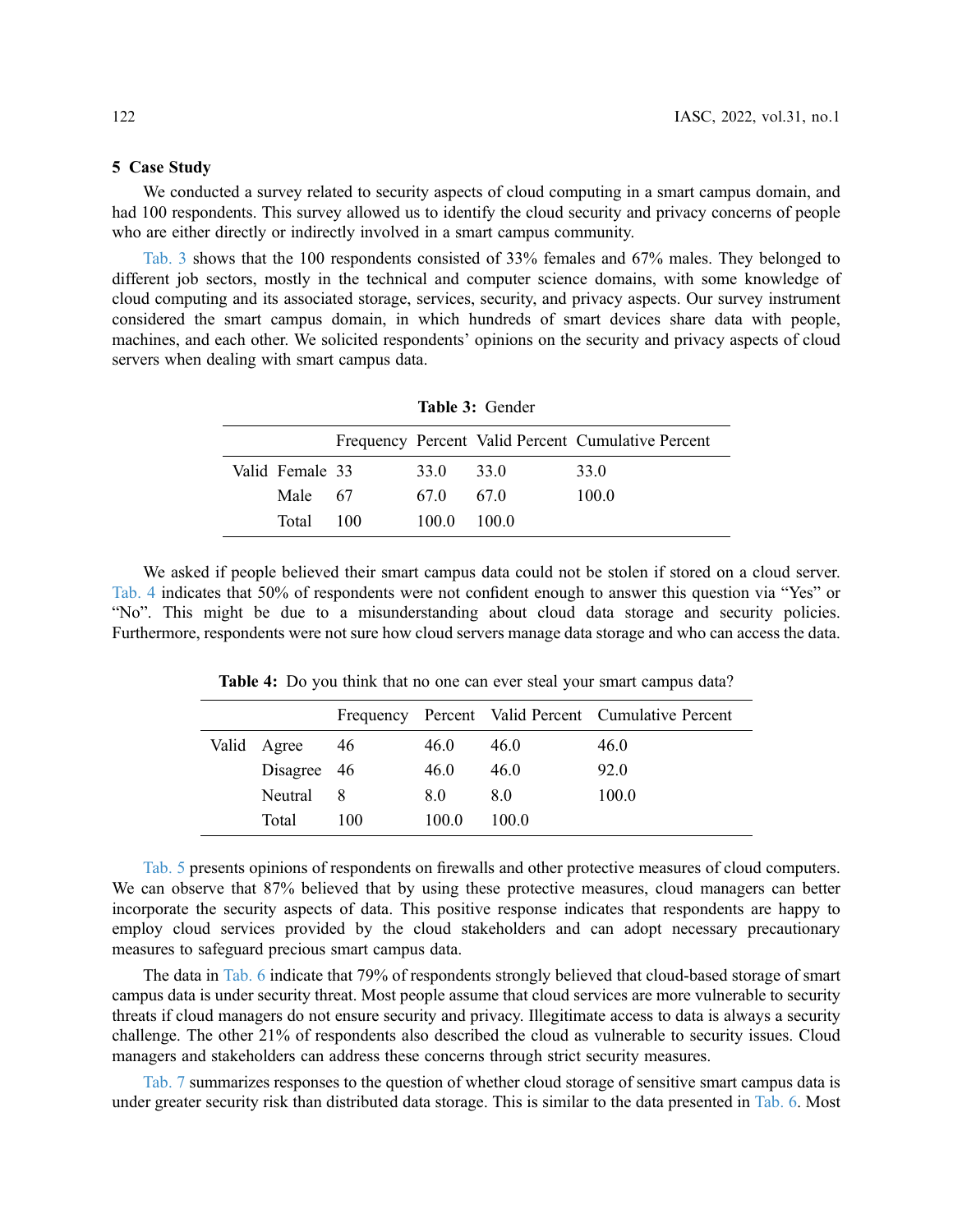## 5 Case Study

We conducted a survey related to security aspects of cloud computing in a smart campus domain, and had 100 respondents. This survey allowed us to identify the cloud security and privacy concerns of people who are either directly or indirectly involved in a smart campus community.

Tab. 3 shows that the 100 respondents consisted of 33% females and 67% males. They belonged to different job sectors, mostly in the technical and computer science domains, with some knowledge of cloud computing and its associated storage, services, security, and privacy aspects. Our survey instrument considered the smart campus domain, in which hundreds of smart devices share data with people, machines, and each other. We solicited respondents' opinions on the security and privacy aspects of cloud servers when dealing with smart campus data.

**Table 3:** Gender

| | | Frequency | Percent | Valid Percent | Cumulative Percent |
|---|---|---|---|---|---|
| Valid | Female | 33 | 33.0 | 33.0 | 33.0 |
| | Male | 67 | 67.0 | 67.0 | 100.0 |
| | Total | 100 | 100.0 | 100.0 | |

We asked if people believed their smart campus data could not be stolen if stored on a cloud server. Tab. 4 indicates that 50% of respondents were not confident enough to answer this question via "Yes" or "No". This might be due to a misunderstanding about cloud data storage and security policies. Furthermore, respondents were not sure how cloud servers manage data storage and who can access the data.

**Table 4:** Do you think that no one can ever steal your smart campus data?

| | | Frequency | Percent | Valid Percent | Cumulative Percent |
|---|---|---|---|---|---|
| Valid | Agree | 46 | 46.0 | 46.0 | 46.0 |
| | Disagree | 46 | 46.0 | 46.0 | 92.0 |
| | Neutral | 8 | 8.0 | 8.0 | 100.0 |
| | Total | 100 | 100.0 | 100.0 | |

Tab. 5 presents opinions of respondents on firewalls and other protective measures of cloud computers. We can observe that 87% believed that by using these protective measures, cloud managers can better incorporate the security aspects of data. This positive response indicates that respondents are happy to employ cloud services provided by the cloud stakeholders and can adopt necessary precautionary measures to safeguard precious smart campus data.

The data in Tab. 6 indicate that 79% of respondents strongly believed that cloud-based storage of smart campus data is under security threat. Most people assume that cloud services are more vulnerable to security threats if cloud managers do not ensure security and privacy. Illegitimate access to data is always a security challenge. The other 21% of respondents also described the cloud as vulnerable to security issues. Cloud managers and stakeholders can address these concerns through strict security measures.

Tab. 7 summarizes responses to the question of whether cloud storage of sensitive smart campus data is under greater security risk than distributed data storage. This is similar to the data presented in Tab. 6. Most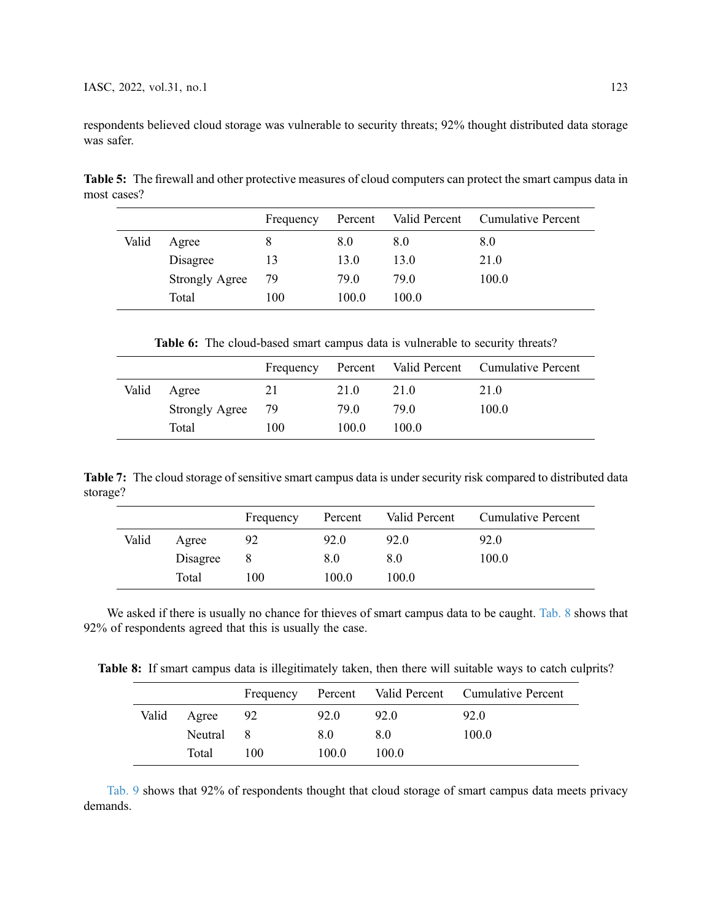respondents believed cloud storage was vulnerable to security threats; 92% thought distributed data storage was safer.

**Table 5:** The firewall and other protective measures of cloud computers can protect the smart campus data in most cases?

| | | Frequency | Percent | Valid Percent | Cumulative Percent |
|---|---|---|---|---|---|
| Valid | Agree | 8 | 8.0 | 8.0 | 8.0 |
| | Disagree | 13 | 13.0 | 13.0 | 21.0 |
| | Strongly Agree | 79 | 79.0 | 79.0 | 100.0 |
| | Total | 100 | 100.0 | 100.0 | |

**Table 6:** The cloud-based smart campus data is vulnerable to security threats?

| | | Frequency | Percent | Valid Percent | Cumulative Percent |
|---|---|---|---|---|---|
| Valid | Agree | 21 | 21.0 | 21.0 | 21.0 |
| | Strongly Agree | 79 | 79.0 | 79.0 | 100.0 |
| | Total | 100 | 100.0 | 100.0 | |

**Table 7:** The cloud storage of sensitive smart campus data is under security risk compared to distributed data storage?

| | | Frequency | Percent | Valid Percent | Cumulative Percent |
|---|---|---|---|---|---|
| Valid | Agree | 92 | 92.0 | 92.0 | 92.0 |
| | Disagree | 8 | 8.0 | 8.0 | 100.0 |
| | Total | 100 | 100.0 | 100.0 | |

We asked if there is usually no chance for thieves of smart campus data to be caught. Tab. 8 shows that 92% of respondents agreed that this is usually the case.

**Table 8:** If smart campus data is illegitimately taken, then there will suitable ways to catch culprits?

| | | Frequency | Percent | Valid Percent | Cumulative Percent |
|---|---|---|---|---|---|
| Valid | Agree | 92 | 92.0 | 92.0 | 92.0 |
| | Neutral | 8 | 8.0 | 8.0 | 100.0 |
| | Total | 100 | 100.0 | 100.0 | |

Tab. 9 shows that 92% of respondents thought that cloud storage of smart campus data meets privacy demands.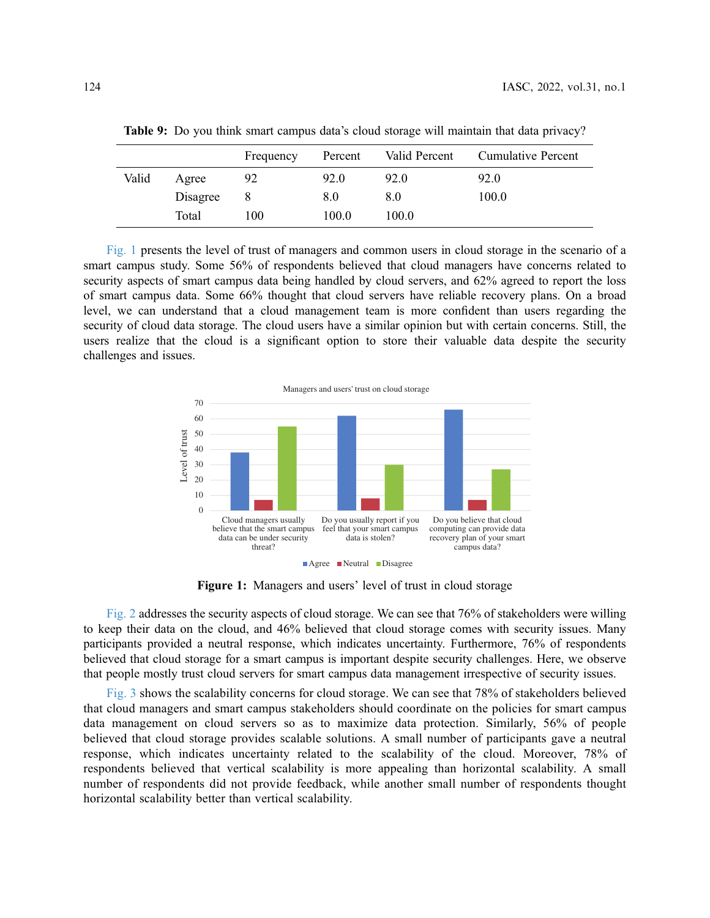**Table 9:** Do you think smart campus data's cloud storage will maintain that data privacy?

| | | Frequency | Percent | Valid Percent | Cumulative Percent |
|---|---|---|---|---|---|
| Valid | Agree | 92 | 92.0 | 92.0 | 92.0 |
| | Disagree | 8 | 8.0 | 8.0 | 100.0 |
| | Total | 100 | 100.0 | 100.0 | |

Fig. 1 presents the level of trust of managers and common users in cloud storage in the scenario of a smart campus study. Some 56% of respondents believed that cloud managers have concerns related to security aspects of smart campus data being handled by cloud servers, and 62% agreed to report the loss of smart campus data. Some 66% thought that cloud servers have reliable recovery plans. On a broad level, we can understand that a cloud management team is more confident than users regarding the security of cloud data storage. The cloud users have a similar opinion but with certain concerns. Still, the users realize that the cloud is a significant option to store their valuable data despite the security challenges and issues.

**Figure 1:** Managers and users' level of trust in cloud storage

Fig. 2 addresses the security aspects of cloud storage. We can see that 76% of stakeholders were willing to keep their data on the cloud, and 46% believed that cloud storage comes with security issues. Many participants provided a neutral response, which indicates uncertainty. Furthermore, 76% of respondents believed that cloud storage for a smart campus is important despite security challenges. Here, we observe that people mostly trust cloud servers for smart campus data management irrespective of security issues.

Fig. 3 shows the scalability concerns for cloud storage. We can see that 78% of stakeholders believed that cloud managers and smart campus stakeholders should coordinate on the policies for smart campus data management on cloud servers so as to maximize data protection. Similarly, 56% of people believed that cloud storage provides scalable solutions. A small number of participants gave a neutral response, which indicates uncertainty related to the scalability of the cloud. Moreover, 78% of respondents believed that vertical scalability is more appealing than horizontal scalability. A small number of respondents did not provide feedback, while another small number of respondents thought horizontal scalability better than vertical scalability.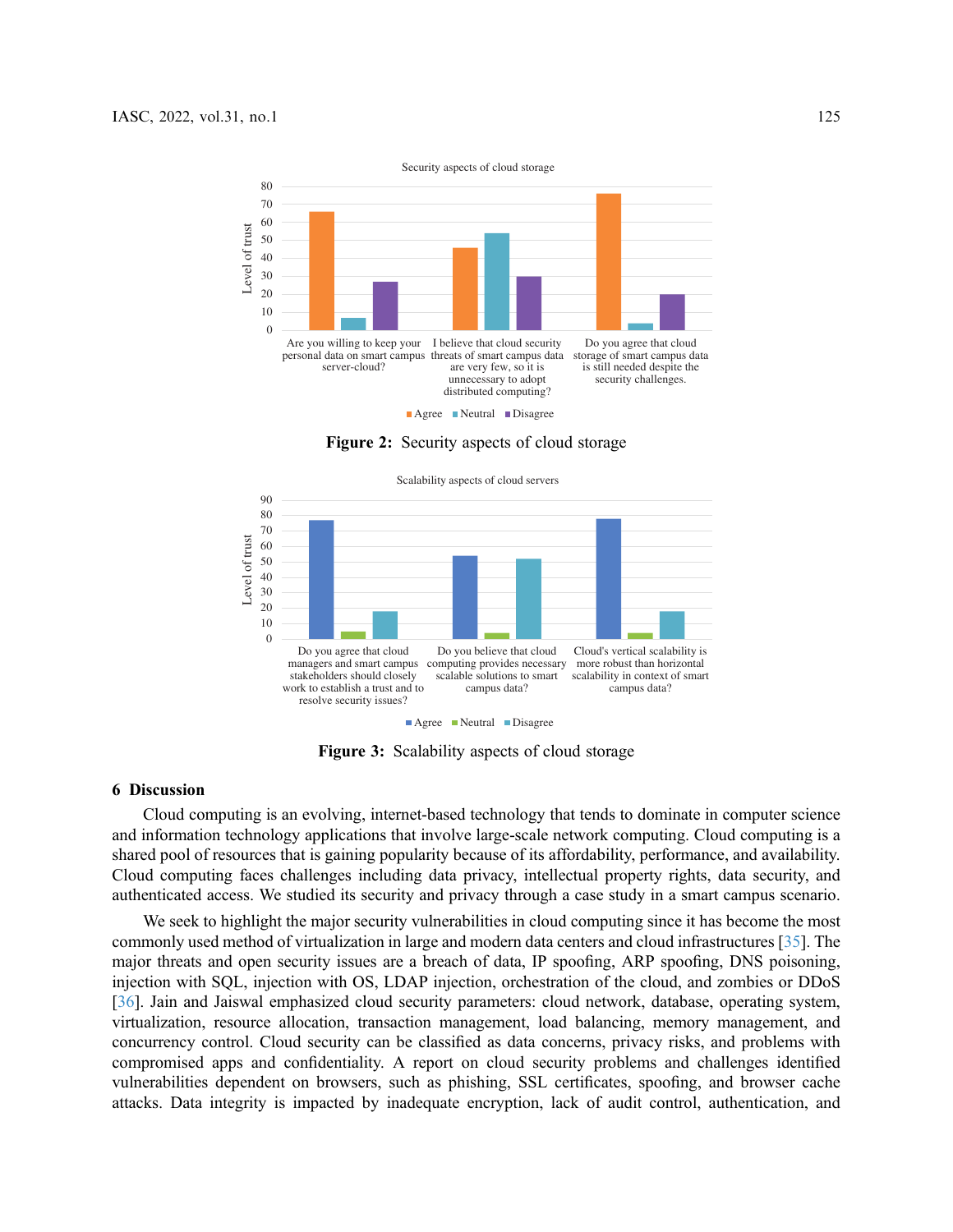Figure 2: Security aspects of cloud storage

Figure 3: Scalability aspects of cloud storage

## 6 Discussion

Cloud computing is an evolving, internet-based technology that tends to dominate in computer science and information technology applications that involve large-scale network computing. Cloud computing is a shared pool of resources that is gaining popularity because of its affordability, performance, and availability. Cloud computing faces challenges including data privacy, intellectual property rights, data security, and authenticated access. We studied its security and privacy through a case study in a smart campus scenario.

We seek to highlight the major security vulnerabilities in cloud computing since it has become the most commonly used method of virtualization in large and modern data centers and cloud infrastructures [35]. The major threats and open security issues are a breach of data, IP spoofing, ARP spoofing, DNS poisoning, injection with SQL, injection with OS, LDAP injection, orchestration of the cloud, and zombies or DDoS [36]. Jain and Jaiswal emphasized cloud security parameters: cloud network, database, operating system, virtualization, resource allocation, transaction management, load balancing, memory management, and concurrency control. Cloud security can be classified as data concerns, privacy risks, and problems with compromised apps and confidentiality. A report on cloud security problems and challenges identified vulnerabilities dependent on browsers, such as phishing, SSL certificates, spoofing, and browser cache attacks. Data integrity is impacted by inadequate encryption, lack of audit control, authentication, and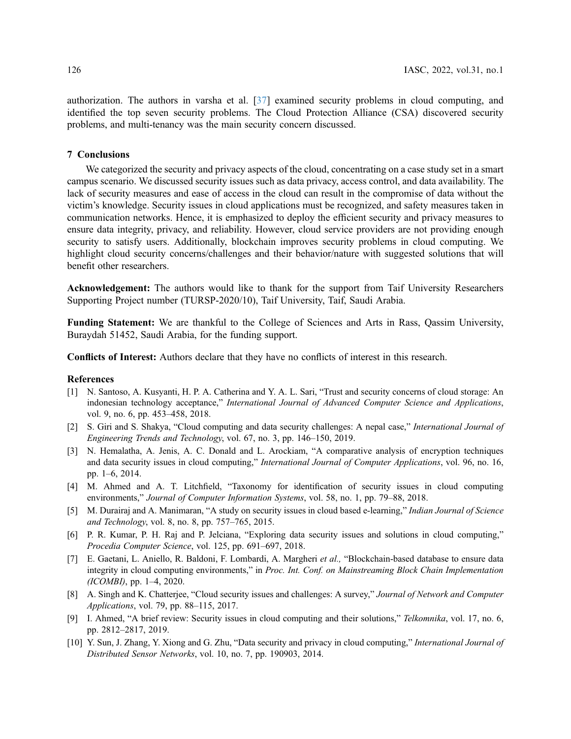authorization. The authors in varsha et al. [37] examined security problems in cloud computing, and identified the top seven security problems. The Cloud Protection Alliance (CSA) discovered security problems, and multi-tenancy was the main security concern discussed.

## 7 Conclusions

We categorized the security and privacy aspects of the cloud, concentrating on a case study set in a smart campus scenario. We discussed security issues such as data privacy, access control, and data availability. The lack of security measures and ease of access in the cloud can result in the compromise of data without the victim's knowledge. Security issues in cloud applications must be recognized, and safety measures taken in communication networks. Hence, it is emphasized to deploy the efficient security and privacy measures to ensure data integrity, privacy, and reliability. However, cloud service providers are not providing enough security to satisfy users. Additionally, blockchain improves security problems in cloud computing. We highlight cloud security concerns/challenges and their behavior/nature with suggested solutions that will benefit other researchers.

**Acknowledgement:** The authors would like to thank for the support from Taif University Researchers Supporting Project number (TURSP-2020/10), Taif University, Taif, Saudi Arabia.

**Funding Statement:** We are thankful to the College of Sciences and Arts in Rass, Qassim University, Buraydah 51452, Saudi Arabia, for the funding support.

**Conflicts of Interest:** Authors declare that they have no conflicts of interest in this research.

## References

[1] N. Santoso, A. Kusyanti, H. P. A. Catherina and Y. A. L. Sari, "Trust and security concerns of cloud storage: An indonesian technology acceptance," *International Journal of Advanced Computer Science and Applications*, vol. 9, no. 6, pp. 453–458, 2018.

[2] S. Giri and S. Shakya, "Cloud computing and data security challenges: A nepal case," *International Journal of Engineering Trends and Technology*, vol. 67, no. 3, pp. 146–150, 2019.

[3] N. Hemalatha, A. Jenis, A. C. Donald and L. Arockiam, "A comparative analysis of encryption techniques and data security issues in cloud computing," *International Journal of Computer Applications*, vol. 96, no. 16, pp. 1–6, 2014.

[4] M. Ahmed and A. T. Litchfield, "Taxonomy for identification of security issues in cloud computing environments," *Journal of Computer Information Systems*, vol. 58, no. 1, pp. 79–88, 2018.

[5] M. Durairaj and A. Manimaran, "A study on security issues in cloud based e-learning," *Indian Journal of Science and Technology*, vol. 8, no. 8, pp. 757–765, 2015.

[6] P. R. Kumar, P. H. Raj and P. Jelciana, "Exploring data security issues and solutions in cloud computing," *Procedia Computer Science*, vol. 125, pp. 691–697, 2018.

[7] E. Gaetani, L. Aniello, R. Baldoni, F. Lombardi, A. Margheri *et al.,* "Blockchain-based database to ensure data integrity in cloud computing environments," in *Proc. Int. Conf. on Mainstreaming Block Chain Implementation (ICOMBI)*, pp. 1–4, 2020.

[8] A. Singh and K. Chatterjee, "Cloud security issues and challenges: A survey," *Journal of Network and Computer Applications*, vol. 79, pp. 88–115, 2017.

[9] I. Ahmed, "A brief review: Security issues in cloud computing and their solutions," *Telkomnika*, vol. 17, no. 6, pp. 2812–2817, 2019.

[10] Y. Sun, J. Zhang, Y. Xiong and G. Zhu, "Data security and privacy in cloud computing," *International Journal of Distributed Sensor Networks*, vol. 10, no. 7, pp. 190903, 2014.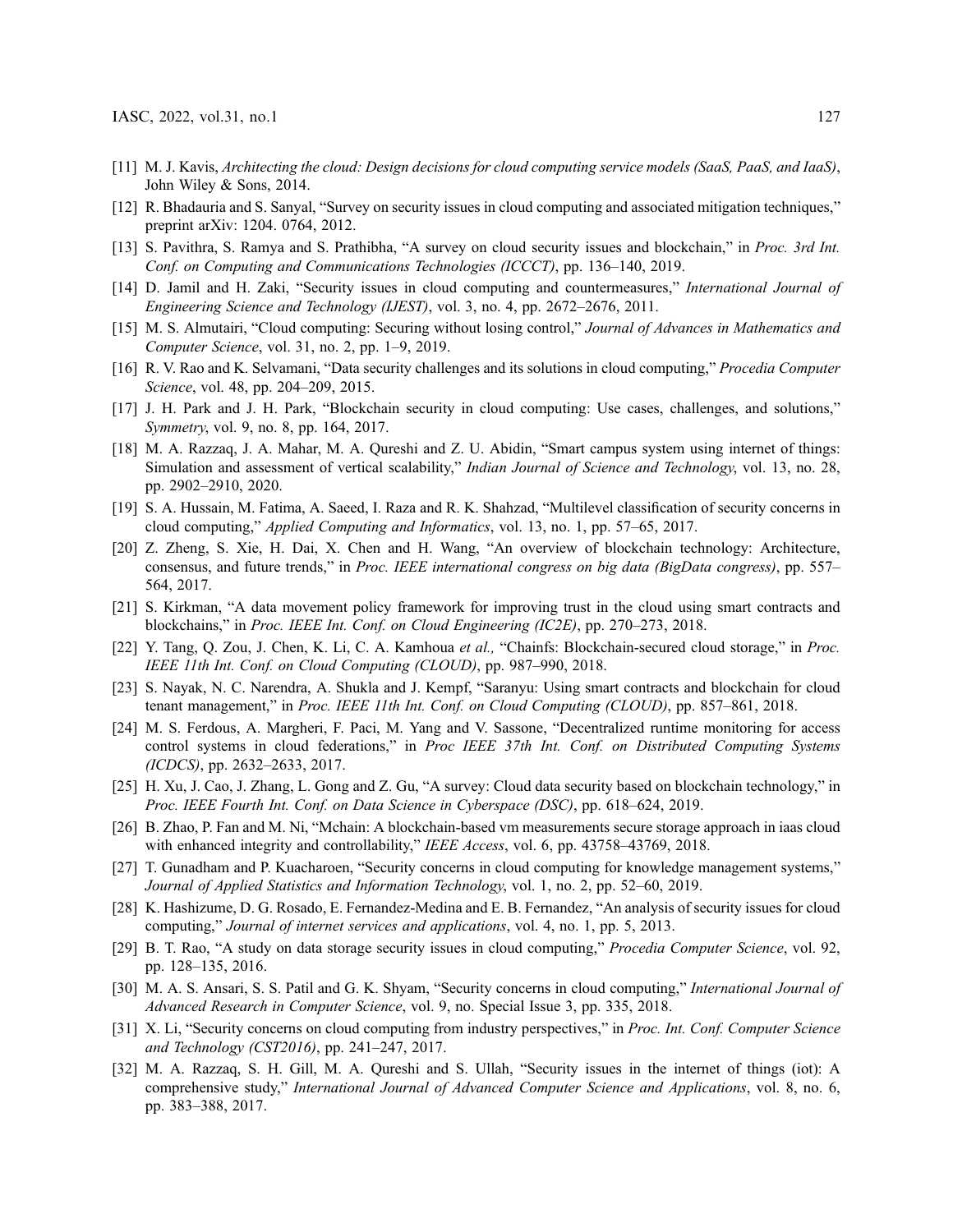[11] M. J. Kavis, *Architecting the cloud: Design decisions for cloud computing service models (SaaS, PaaS, and IaaS)*, John Wiley & Sons, 2014.

[12] R. Bhadauria and S. Sanyal, "Survey on security issues in cloud computing and associated mitigation techniques," preprint arXiv: 1204. 0764, 2012.

[13] S. Pavithra, S. Ramya and S. Prathibha, "A survey on cloud security issues and blockchain," in *Proc. 3rd Int. Conf. on Computing and Communications Technologies (ICCCT)*, pp. 136–140, 2019.

[14] D. Jamil and H. Zaki, "Security issues in cloud computing and countermeasures," *International Journal of Engineering Science and Technology (IJEST)*, vol. 3, no. 4, pp. 2672–2676, 2011.

[15] M. S. Almutairi, "Cloud computing: Securing without losing control," *Journal of Advances in Mathematics and Computer Science*, vol. 31, no. 2, pp. 1–9, 2019.

[16] R. V. Rao and K. Selvamani, "Data security challenges and its solutions in cloud computing," *Procedia Computer Science*, vol. 48, pp. 204–209, 2015.

[17] J. H. Park and J. H. Park, "Blockchain security in cloud computing: Use cases, challenges, and solutions," *Symmetry*, vol. 9, no. 8, pp. 164, 2017.

[18] M. A. Razzaq, J. A. Mahar, M. A. Qureshi and Z. U. Abidin, "Smart campus system using internet of things: Simulation and assessment of vertical scalability," *Indian Journal of Science and Technology*, vol. 13, no. 28, pp. 2902–2910, 2020.

[19] S. A. Hussain, M. Fatima, A. Saeed, I. Raza and R. K. Shahzad, "Multilevel classification of security concerns in cloud computing," *Applied Computing and Informatics*, vol. 13, no. 1, pp. 57–65, 2017.

[20] Z. Zheng, S. Xie, H. Dai, X. Chen and H. Wang, "An overview of blockchain technology: Architecture, consensus, and future trends," in *Proc. IEEE international congress on big data (BigData congress)*, pp. 557–564, 2017.

[21] S. Kirkman, "A data movement policy framework for improving trust in the cloud using smart contracts and blockchains," in *Proc. IEEE Int. Conf. on Cloud Engineering (IC2E)*, pp. 270–273, 2018.

[22] Y. Tang, Q. Zou, J. Chen, K. Li, C. A. Kamhoua *et al.,* "Chainfs: Blockchain-secured cloud storage," in *Proc. IEEE 11th Int. Conf. on Cloud Computing (CLOUD)*, pp. 987–990, 2018.

[23] S. Nayak, N. C. Narendra, A. Shukla and J. Kempf, "Saranyu: Using smart contracts and blockchain for cloud tenant management," in *Proc. IEEE 11th Int. Conf. on Cloud Computing (CLOUD)*, pp. 857–861, 2018.

[24] M. S. Ferdous, A. Margheri, F. Paci, M. Yang and V. Sassone, "Decentralized runtime monitoring for access control systems in cloud federations," in *Proc IEEE 37th Int. Conf. on Distributed Computing Systems (ICDCS)*, pp. 2632–2633, 2017.

[25] H. Xu, J. Cao, J. Zhang, L. Gong and Z. Gu, "A survey: Cloud data security based on blockchain technology," in *Proc. IEEE Fourth Int. Conf. on Data Science in Cyberspace (DSC)*, pp. 618–624, 2019.

[26] B. Zhao, P. Fan and M. Ni, "Mchain: A blockchain-based vm measurements secure storage approach in iaas cloud with enhanced integrity and controllability," *IEEE Access*, vol. 6, pp. 43758–43769, 2018.

[27] T. Gunadham and P. Kuacharoen, "Security concerns in cloud computing for knowledge management systems," *Journal of Applied Statistics and Information Technology*, vol. 1, no. 2, pp. 52–60, 2019.

[28] K. Hashizume, D. G. Rosado, E. Fernandez-Medina and E. B. Fernandez, "An analysis of security issues for cloud computing," *Journal of internet services and applications*, vol. 4, no. 1, pp. 5, 2013.

[29] B. T. Rao, "A study on data storage security issues in cloud computing," *Procedia Computer Science*, vol. 92, pp. 128–135, 2016.

[30] M. A. S. Ansari, S. S. Patil and G. K. Shyam, "Security concerns in cloud computing," *International Journal of Advanced Research in Computer Science*, vol. 9, no. Special Issue 3, pp. 335, 2018.

[31] X. Li, "Security concerns on cloud computing from industry perspectives," in *Proc. Int. Conf. Computer Science and Technology (CST2016)*, pp. 241–247, 2017.

[32] M. A. Razzaq, S. H. Gill, M. A. Qureshi and S. Ullah, "Security issues in the internet of things (iot): A comprehensive study," *International Journal of Advanced Computer Science and Applications*, vol. 8, no. 6, pp. 383–388, 2017.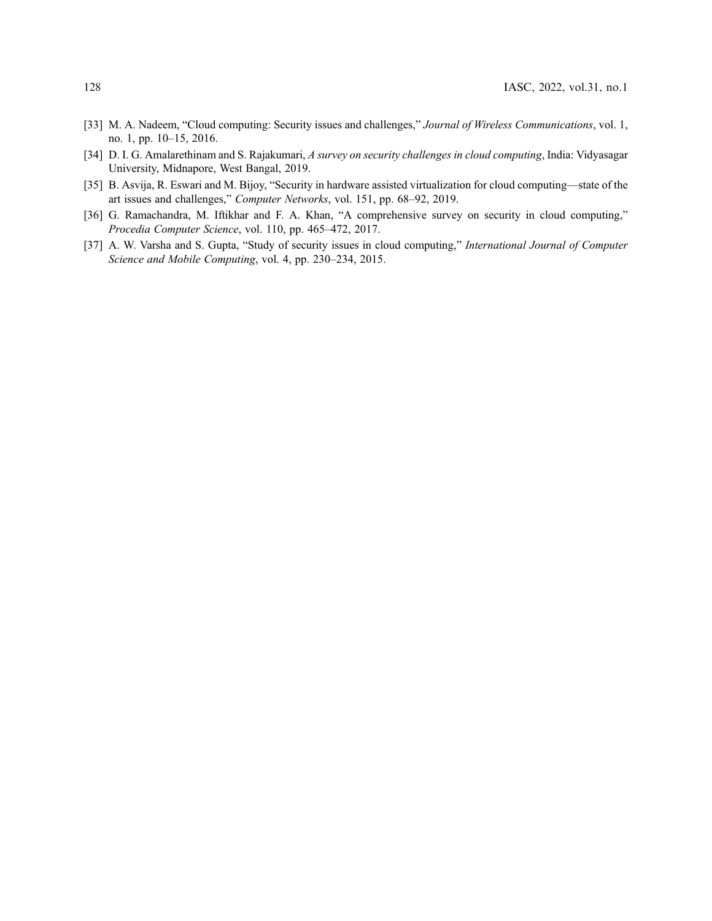[33] M. A. Nadeem, “Cloud computing: Security issues and challenges,” *Journal of Wireless Communications*, vol. 1, no. 1, pp. 10–15, 2016.

[34] D. I. G. Amalarethinam and S. Rajakumari, *A survey on security challenges in cloud computing*, India: Vidyasagar University, Midnapore, West Bangal, 2019.

[35] B. Asvija, R. Eswari and M. Bijoy, “Security in hardware assisted virtualization for cloud computing—state of the art issues and challenges,” *Computer Networks*, vol. 151, pp. 68–92, 2019.

[36] G. Ramachandra, M. Iftikhar and F. A. Khan, “A comprehensive survey on security in cloud computing,” *Procedia Computer Science*, vol. 110, pp. 465–472, 2017.

[37] A. W. Varsha and S. Gupta, “Study of security issues in cloud computing,” *International Journal of Computer Science and Mobile Computing*, vol. 4, pp. 230–234, 2015.